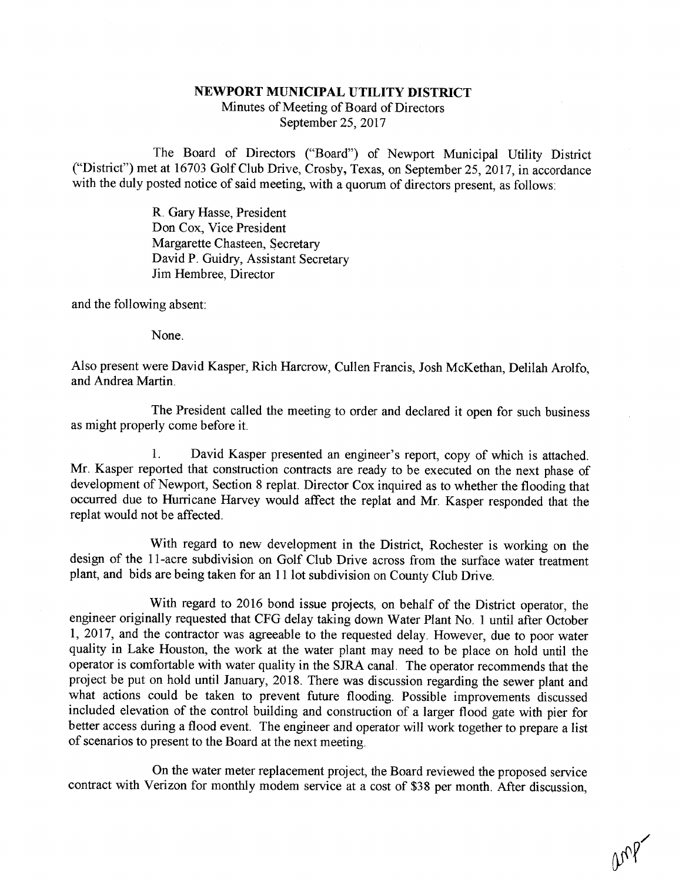**NEWPORT MUNICIPAL UTILITY DISTRICT**
Minutes of Meeting of Board of Directors
September 25, 2017

The Board of Directors ("Board") of Newport Municipal Utility District ("District") met at 16703 Golf Club Drive, Crosby, Texas, on September 25, 2017, in accordance with the duly posted notice of said meeting, with a quorum of directors present, as follows:

R. Gary Hasse, President
Don Cox, Vice President
Margarette Chasteen, Secretary
David P. Guidry, Assistant Secretary
Jim Hembree, Director

and the following absent:

None.

Also present were David Kasper, Rich Harcrow, Cullen Francis, Josh McKethan, Delilah Arolfo, and Andrea Martin.

The President called the meeting to order and declared it open for such business as might properly come before it.

1. David Kasper presented an engineer's report, copy of which is attached. Mr. Kasper reported that construction contracts are ready to be executed on the next phase of development of Newport, Section 8 replat. Director Cox inquired as to whether the flooding that occurred due to Hurricane Harvey would affect the replat and Mr. Kasper responded that the replat would not be affected.

With regard to new development in the District, Rochester is working on the design of the 11-acre subdivision on Golf Club Drive across from the surface water treatment plant, and bids are being taken for an 11 lot subdivision on County Club Drive.

With regard to 2016 bond issue projects, on behalf of the District operator, the engineer originally requested that CFG delay taking down Water Plant No. 1 until after October 1, 2017, and the contractor was agreeable to the requested delay. However, due to poor water quality in Lake Houston, the work at the water plant may need to be place on hold until the operator is comfortable with water quality in the SJRA canal. The operator recommends that the project be put on hold until January, 2018. There was discussion regarding the sewer plant and what actions could be taken to prevent future flooding. Possible improvements discussed included elevation of the control building and construction of a larger flood gate with pier for better access during a flood event. The engineer and operator will work together to prepare a list of scenarios to present to the Board at the next meeting.

On the water meter replacement project, the Board reviewed the proposed service contract with Verizon for monthly modem service at a cost of $38 per month. After discussion,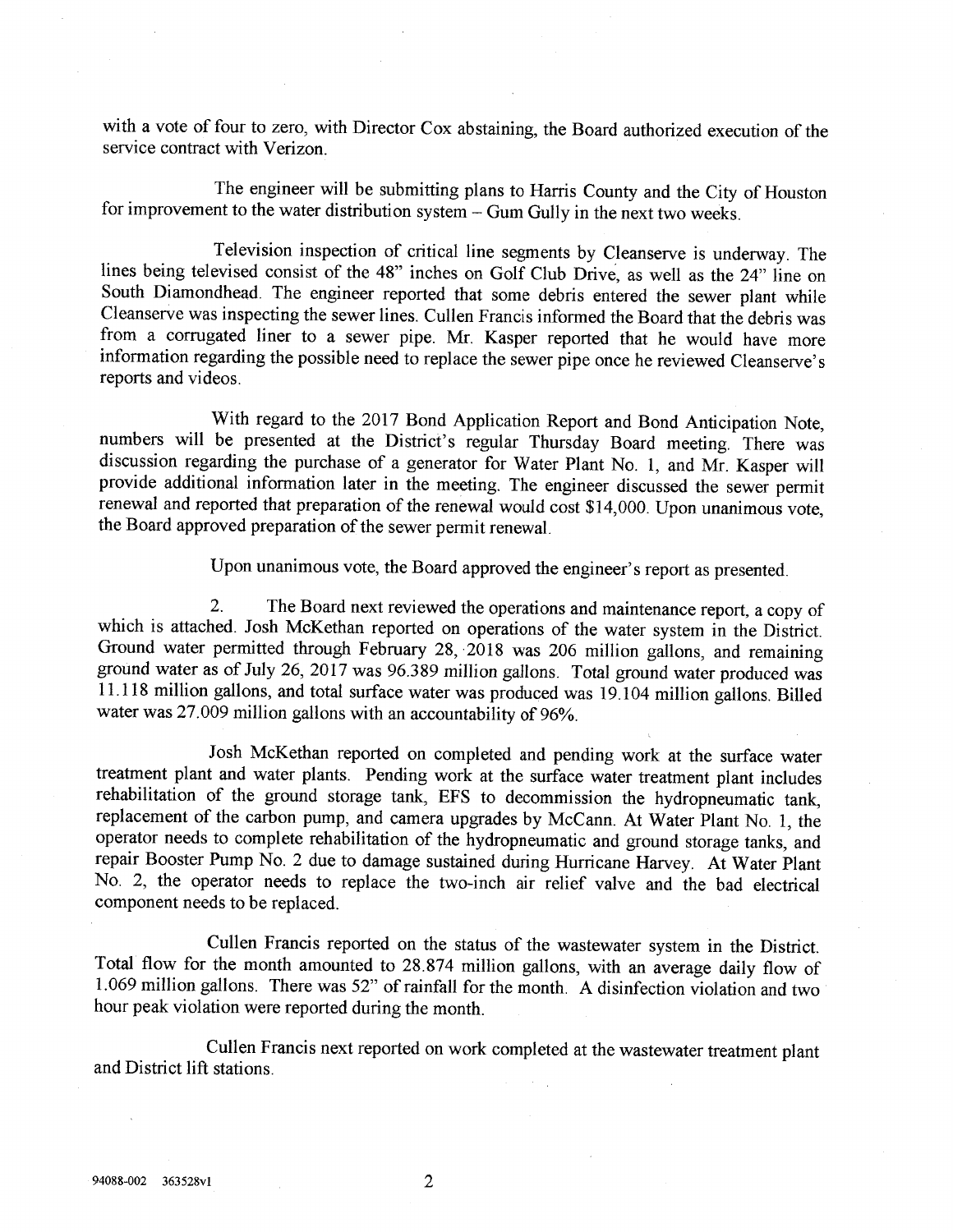with a vote of four to zero, with Director Cox abstaining, the Board authorized execution of the service contract with Verizon.

The engineer will be submitting plans to Harris County and the City of Houston for improvement to the water distribution system – Gum Gully in the next two weeks.

Television inspection of critical line segments by Cleanserve is underway. The lines being televised consist of the 48" inches on Golf Club Drive, as well as the 24" line on South Diamondhead. The engineer reported that some debris entered the sewer plant while Cleanserve was inspecting the sewer lines. Cullen Francis informed the Board that the debris was from a corrugated liner to a sewer pipe. Mr. Kasper reported that he would have more information regarding the possible need to replace the sewer pipe once he reviewed Cleanserve's reports and videos.

With regard to the 2017 Bond Application Report and Bond Anticipation Note, numbers will be presented at the District's regular Thursday Board meeting. There was discussion regarding the purchase of a generator for Water Plant No. 1, and Mr. Kasper will provide additional information later in the meeting. The engineer discussed the sewer permit renewal and reported that preparation of the renewal would cost $14,000. Upon unanimous vote, the Board approved preparation of the sewer permit renewal.

Upon unanimous vote, the Board approved the engineer's report as presented.

2. The Board next reviewed the operations and maintenance report, a copy of which is attached. Josh McKethan reported on operations of the water system in the District. Ground water permitted through February 28, 2018 was 206 million gallons, and remaining ground water as of July 26, 2017 was 96.389 million gallons. Total ground water produced was 11.118 million gallons, and total surface water was produced was 19.104 million gallons. Billed water was 27.009 million gallons with an accountability of 96%.

Josh McKethan reported on completed and pending work at the surface water treatment plant and water plants. Pending work at the surface water treatment plant includes rehabilitation of the ground storage tank, EFS to decommission the hydropneumatic tank, replacement of the carbon pump, and camera upgrades by McCann. At Water Plant No. 1, the operator needs to complete rehabilitation of the hydropneumatic and ground storage tanks, and repair Booster Pump No. 2 due to damage sustained during Hurricane Harvey. At Water Plant No. 2, the operator needs to replace the two-inch air relief valve and the bad electrical component needs to be replaced.

Cullen Francis reported on the status of the wastewater system in the District. Total flow for the month amounted to 28.874 million gallons, with an average daily flow of 1.069 million gallons. There was 52" of rainfall for the month. A disinfection violation and two hour peak violation were reported during the month.

Cullen Francis next reported on work completed at the wastewater treatment plant and District lift stations.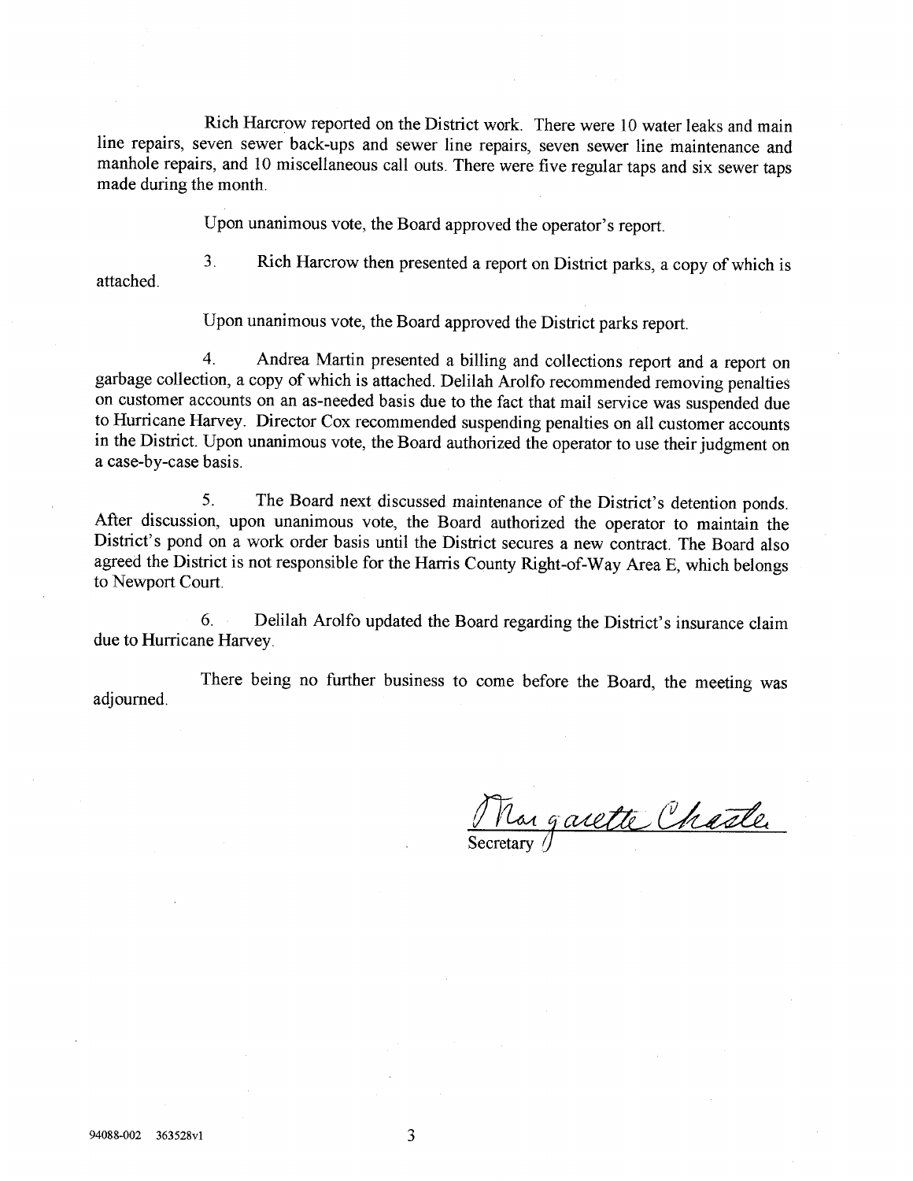Rich Harcrow reported on the District work. There were 10 water leaks and main line repairs, seven sewer back-ups and sewer line repairs, seven sewer line maintenance and manhole repairs, and 10 miscellaneous call outs. There were five regular taps and six sewer taps made during the month.

Upon unanimous vote, the Board approved the operator's report.

3. Rich Harcrow then presented a report on District parks, a copy of which is attached.

Upon unanimous vote, the Board approved the District parks report.

4. Andrea Martin presented a billing and collections report and a report on garbage collection, a copy of which is attached. Delilah Arolfo recommended removing penalties on customer accounts on an as-needed basis due to the fact that mail service was suspended due to Hurricane Harvey. Director Cox recommended suspending penalties on all customer accounts in the District. Upon unanimous vote, the Board authorized the operator to use their judgment on a case-by-case basis.

5. The Board next discussed maintenance of the District's detention ponds. After discussion, upon unanimous vote, the Board authorized the operator to maintain the District's pond on a work order basis until the District secures a new contract. The Board also agreed the District is not responsible for the Harris County Right-of-Way Area E, which belongs to Newport Court.

6. Delilah Arolfo updated the Board regarding the District's insurance claim due to Hurricane Harvey.

There being no further business to come before the Board, the meeting was adjourned.

Margarette Chester

Secretary

94088-002 363528v1